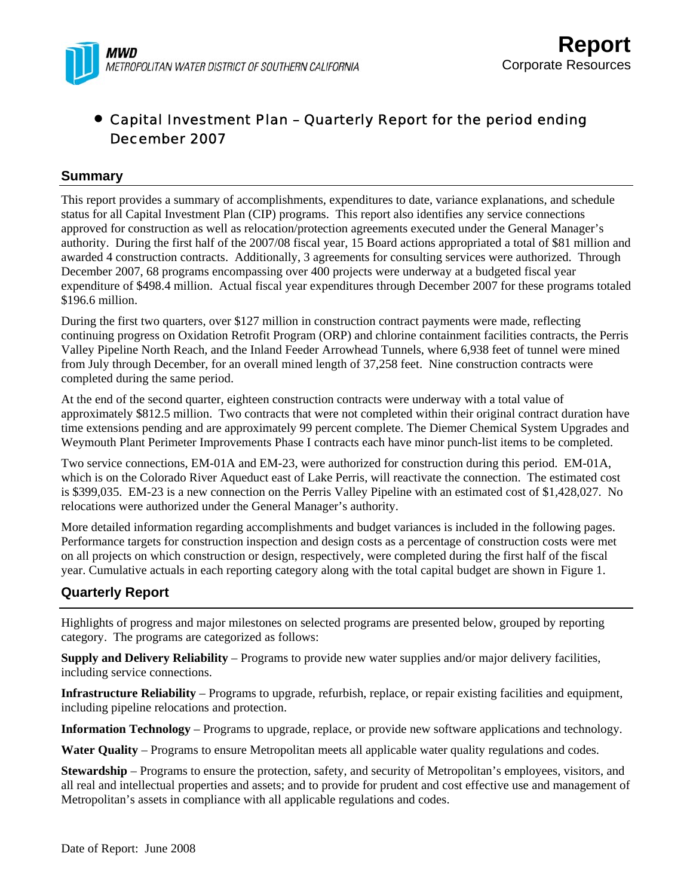**MWD**
*METROPOLITAN WATER DISTRICT OF SOUTHERN CALIFORNIA*

# Report
Corporate Resources

- Capital Investment Plan – Quarterly Report for the period ending December 2007

## Summary

This report provides a summary of accomplishments, expenditures to date, variance explanations, and schedule status for all Capital Investment Plan (CIP) programs. This report also identifies any service connections approved for construction as well as relocation/protection agreements executed under the General Manager's authority. During the first half of the 2007/08 fiscal year, 15 Board actions appropriated a total of $81 million and awarded 4 construction contracts. Additionally, 3 agreements for consulting services were authorized. Through December 2007, 68 programs encompassing over 400 projects were underway at a budgeted fiscal year expenditure of $498.4 million. Actual fiscal year expenditures through December 2007 for these programs totaled $196.6 million.

During the first two quarters, over $127 million in construction contract payments were made, reflecting continuing progress on Oxidation Retrofit Program (ORP) and chlorine containment facilities contracts, the Perris Valley Pipeline North Reach, and the Inland Feeder Arrowhead Tunnels, where 6,938 feet of tunnel were mined from July through December, for an overall mined length of 37,258 feet. Nine construction contracts were completed during the same period.

At the end of the second quarter, eighteen construction contracts were underway with a total value of approximately $812.5 million. Two contracts that were not completed within their original contract duration have time extensions pending and are approximately 99 percent complete. The Diemer Chemical System Upgrades and Weymouth Plant Perimeter Improvements Phase I contracts each have minor punch-list items to be completed.

Two service connections, EM-01A and EM-23, were authorized for construction during this period. EM-01A, which is on the Colorado River Aqueduct east of Lake Perris, will reactivate the connection. The estimated cost is $399,035. EM-23 is a new connection on the Perris Valley Pipeline with an estimated cost of $1,428,027. No relocations were authorized under the General Manager's authority.

More detailed information regarding accomplishments and budget variances is included in the following pages. Performance targets for construction inspection and design costs as a percentage of construction costs were met on all projects on which construction or design, respectively, were completed during the first half of the fiscal year. Cumulative actuals in each reporting category along with the total capital budget are shown in Figure 1.

## Quarterly Report

Highlights of progress and major milestones on selected programs are presented below, grouped by reporting category. The programs are categorized as follows:

**Supply and Delivery Reliability** – Programs to provide new water supplies and/or major delivery facilities, including service connections.

**Infrastructure Reliability** – Programs to upgrade, refurbish, replace, or repair existing facilities and equipment, including pipeline relocations and protection.

**Information Technology** – Programs to upgrade, replace, or provide new software applications and technology.

**Water Quality** – Programs to ensure Metropolitan meets all applicable water quality regulations and codes.

**Stewardship** – Programs to ensure the protection, safety, and security of Metropolitan's employees, visitors, and all real and intellectual properties and assets; and to provide for prudent and cost effective use and management of Metropolitan's assets in compliance with all applicable regulations and codes.

Date of Report: June 2008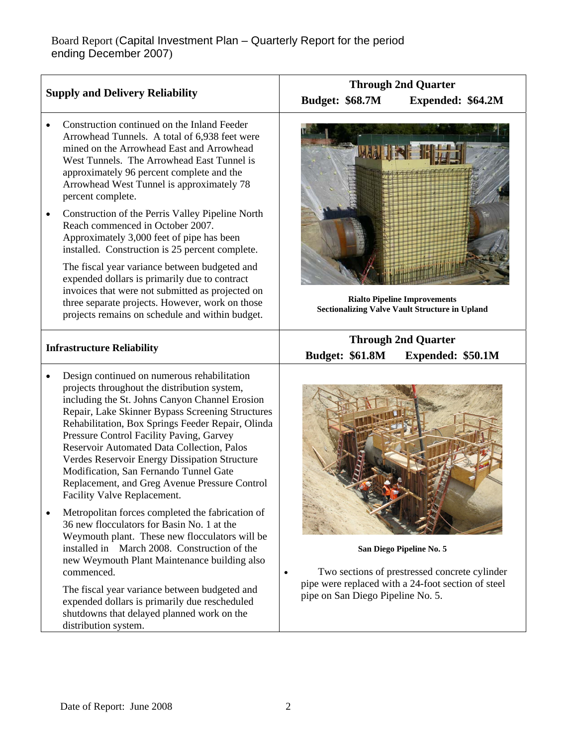Board Report (Capital Investment Plan – Quarterly Report for the period ending December 2007)

| Supply and Delivery Reliability | Through 2nd Quarter<br>Budget: $68.7M Expended: $64.2M |
|---|---|
| • Construction continued on the Inland Feeder Arrowhead Tunnels. A total of 6,938 feet were mined on the Arrowhead East and Arrowhead West Tunnels. The Arrowhead East Tunnel is approximately 96 percent complete and the Arrowhead West Tunnel is approximately 78 percent complete.<br>• Construction of the Perris Valley Pipeline North Reach commenced in October 2007. Approximately 3,000 feet of pipe has been installed. Construction is 25 percent complete.<br>The fiscal year variance between budgeted and expended dollars is primarily due to contract invoices that were not submitted as projected on three separate projects. However, work on those projects remains on schedule and within budget. | **Rialto Pipeline Improvements Sectionalizing Valve Vault Structure in Upland** |

| Infrastructure Reliability | Through 2nd Quarter<br>Budget: $61.8M Expended: $50.1M |
|---|---|
| • Design continued on numerous rehabilitation projects throughout the distribution system, including the St. Johns Canyon Channel Erosion Repair, Lake Skinner Bypass Screening Structures Rehabilitation, Box Springs Feeder Repair, Olinda Pressure Control Facility Paving, Garvey Reservoir Automated Data Collection, Palos Verdes Reservoir Energy Dissipation Structure Modification, San Fernando Tunnel Gate Replacement, and Greg Avenue Pressure Control Facility Valve Replacement.<br>• Metropolitan forces completed the fabrication of 36 new flocculators for Basin No. 1 at the Weymouth plant. These new flocculators will be installed in March 2008. Construction of the new Weymouth Plant Maintenance building also commenced.<br>The fiscal year variance between budgeted and expended dollars is primarily due rescheduled shutdowns that delayed planned work on the distribution system. | **San Diego Pipeline No. 5**<br>• Two sections of prestressed concrete cylinder pipe were replaced with a 24-foot section of steel pipe on San Diego Pipeline No. 5. |

Date of Report: June 2008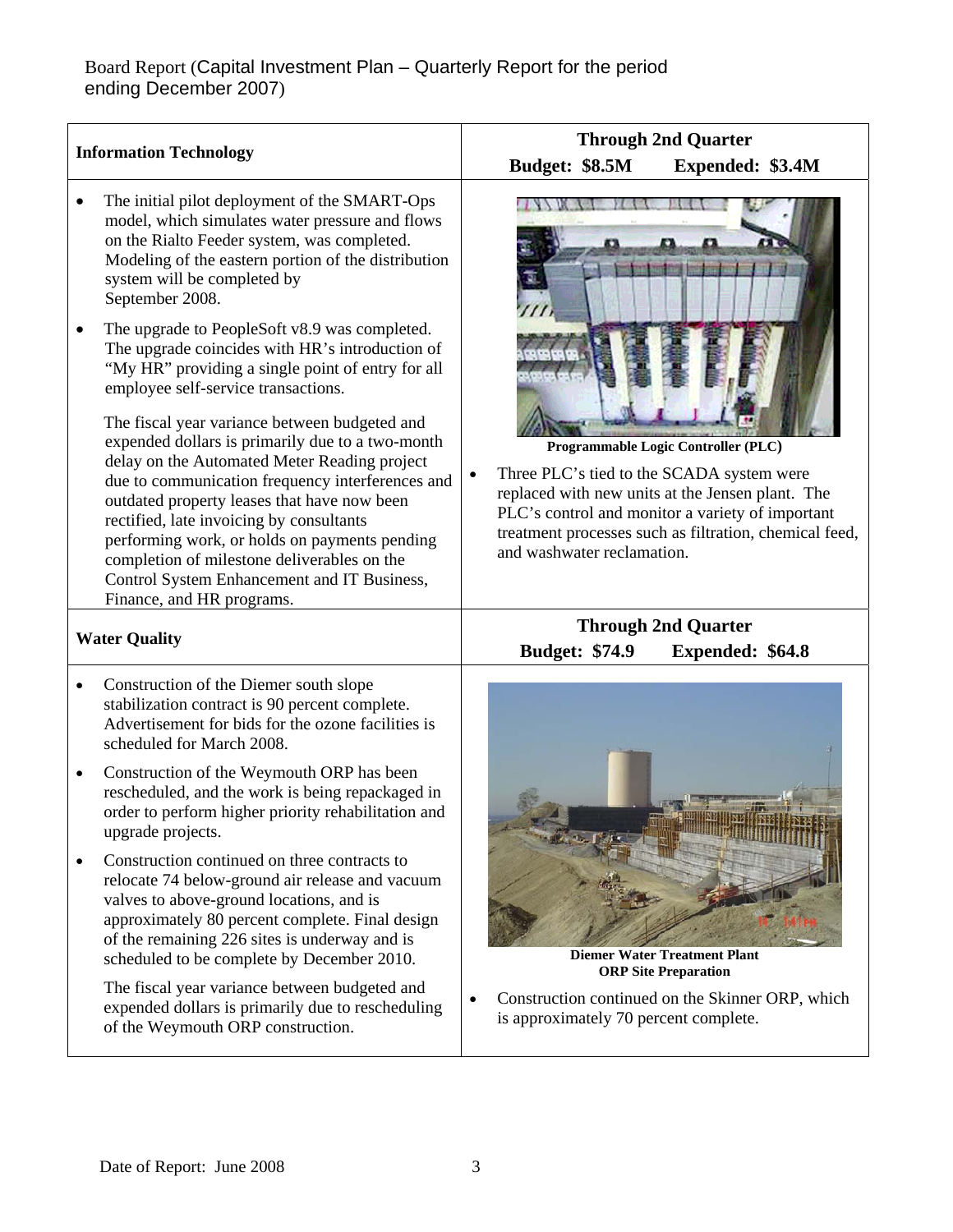Board Report (Capital Investment Plan – Quarterly Report for the period ending December 2007)

| Information Technology | Through 2nd Quarter<br>Budget: $8.5M Expended: $3.4M |
|---|---|
| • The initial pilot deployment of the SMART-Ops model, which simulates water pressure and flows on the Rialto Feeder system, was completed. Modeling of the eastern portion of the distribution system will be completed by September 2008.<br><br>• The upgrade to PeopleSoft v8.9 was completed. The upgrade coincides with HR's introduction of "My HR" providing a single point of entry for all employee self-service transactions.<br><br>The fiscal year variance between budgeted and expended dollars is primarily due to a two-month delay on the Automated Meter Reading project due to communication frequency interferences and outdated property leases that have now been rectified, late invoicing by consultants performing work, or holds on payments pending completion of milestone deliverables on the Control System Enhancement and IT Business, Finance, and HR programs. | **Programmable Logic Controller (PLC)**<br><br>• Three PLC's tied to the SCADA system were replaced with new units at the Jensen plant. The PLC's control and monitor a variety of important treatment processes such as filtration, chemical feed, and washwater reclamation. |
| **Water Quality** | **Through 2nd Quarter<br>Budget: $74.9 Expended: $64.8** |
| • Construction of the Diemer south slope stabilization contract is 90 percent complete. Advertisement for bids for the ozone facilities is scheduled for March 2008.<br><br>• Construction of the Weymouth ORP has been rescheduled, and the work is being repackaged in order to perform higher priority rehabilitation and upgrade projects.<br><br>• Construction continued on three contracts to relocate 74 below-ground air release and vacuum valves to above-ground locations, and is approximately 80 percent complete. Final design of the remaining 226 sites is underway and is scheduled to be complete by December 2010.<br><br>The fiscal year variance between budgeted and expended dollars is primarily due to rescheduling of the Weymouth ORP construction. | **Diemer Water Treatment Plant ORP Site Preparation**<br><br>• Construction continued on the Skinner ORP, which is approximately 70 percent complete. |

Date of Report: June 2008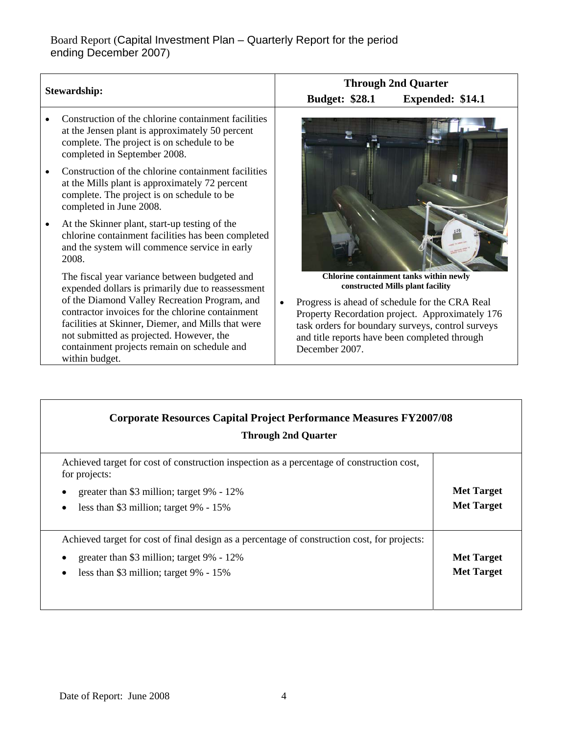Board Report (Capital Investment Plan – Quarterly Report for the period ending December 2007)

| Stewardship: | Through 2nd Quarter<br>Budget: $28.1 Expended: $14.1 |
|---|---|
| • Construction of the chlorine containment facilities at the Jensen plant is approximately 50 percent complete. The project is on schedule to be completed in September 2008.<br>• Construction of the chlorine containment facilities at the Mills plant is approximately 72 percent complete. The project is on schedule to be completed in June 2008.<br>• At the Skinner plant, start-up testing of the chlorine containment facilities has been completed and the system will commence service in early 2008.<br>The fiscal year variance between budgeted and expended dollars is primarily due to reassessment of the Diamond Valley Recreation Program, and contractor invoices for the chlorine containment facilities at Skinner, Diemer, and Mills that were not submitted as projected. However, the containment projects remain on schedule and within budget. | **Chlorine containment tanks within newly constructed Mills plant facility**<br>• Progress is ahead of schedule for the CRA Real Property Recordation project. Approximately 176 task orders for boundary surveys, control surveys and title reports have been completed through December 2007. |

| Corporate Resources Capital Project Performance Measures FY2007/08<br>Through 2nd Quarter | |
|---|---|
| Achieved target for cost of construction inspection as a percentage of construction cost, for projects:<br>• greater than $3 million; target 9% - 12%<br>• less than $3 million; target 9% - 15% | <br>**Met Target**<br>**Met Target** |
| Achieved target for cost of final design as a percentage of construction cost, for projects:<br>• greater than $3 million; target 9% - 12%<br>• less than $3 million; target 9% - 15% | <br>**Met Target**<br>**Met Target** |

Date of Report: June 2008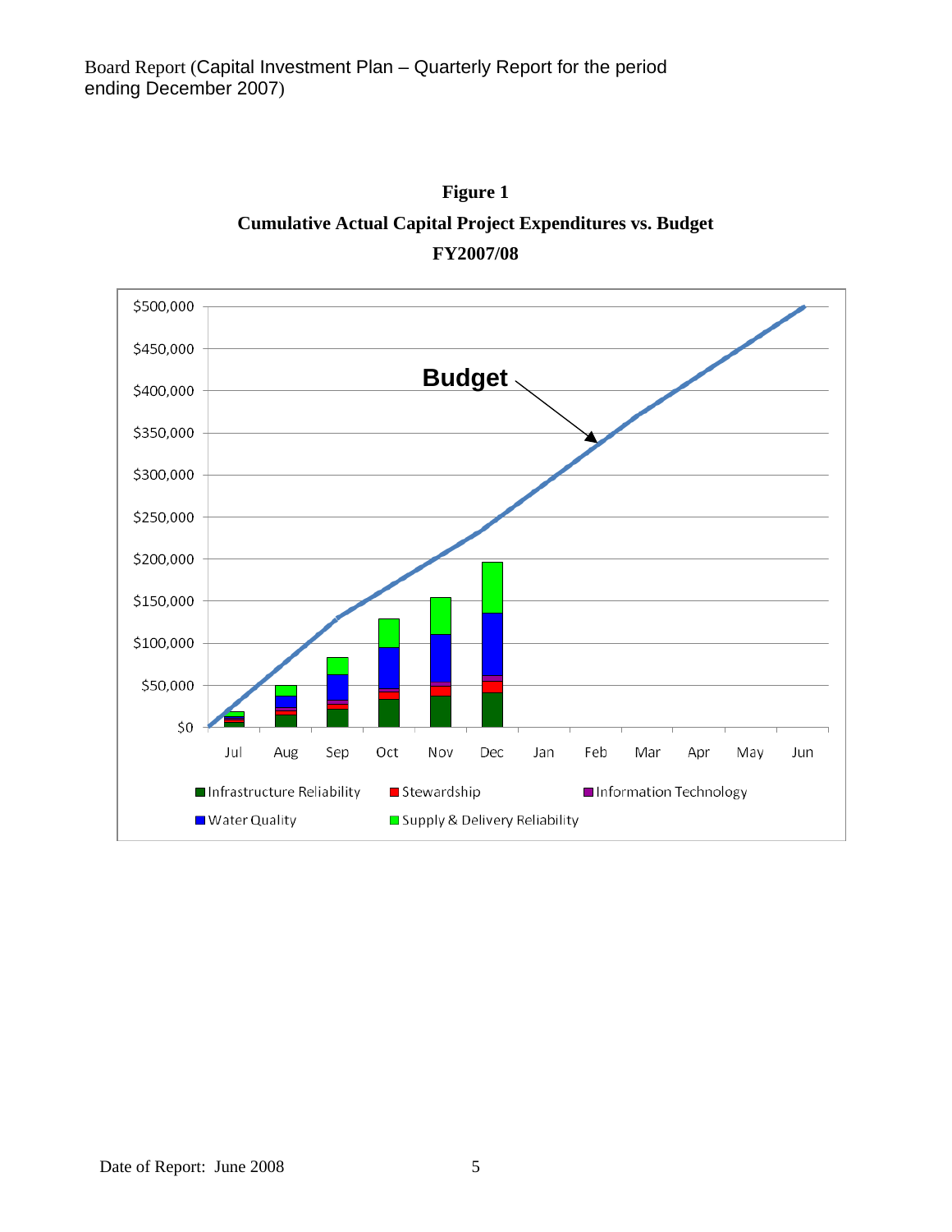Board Report (Capital Investment Plan – Quarterly Report for the period ending December 2007)

**Figure 1**

**Cumulative Actual Capital Project Expenditures vs. Budget**

**FY2007/08**

Budget

$500,000
$450,000
$400,000
$350,000
$300,000
$250,000
$200,000
$150,000
$100,000
$50,000
$0

Jul Aug Sep Oct Nov Dec Jan Feb Mar Apr May Jun

Infrastructure Reliability
Stewardship
Information Technology
Water Quality
Supply & Delivery Reliability

Date of Report: June 2008